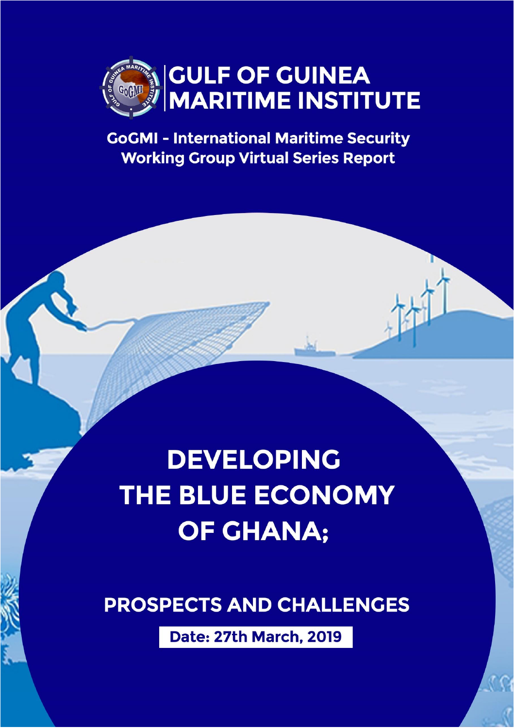# GULF OF GUINEA MARITIME INSTITUTE

**GoGMI - International Maritime Security Working Group Virtual Series Report**

# DEVELOPING THE BLUE ECONOMY OF GHANA;

## PROSPECTS AND CHALLENGES

**Date: 27th March, 2019**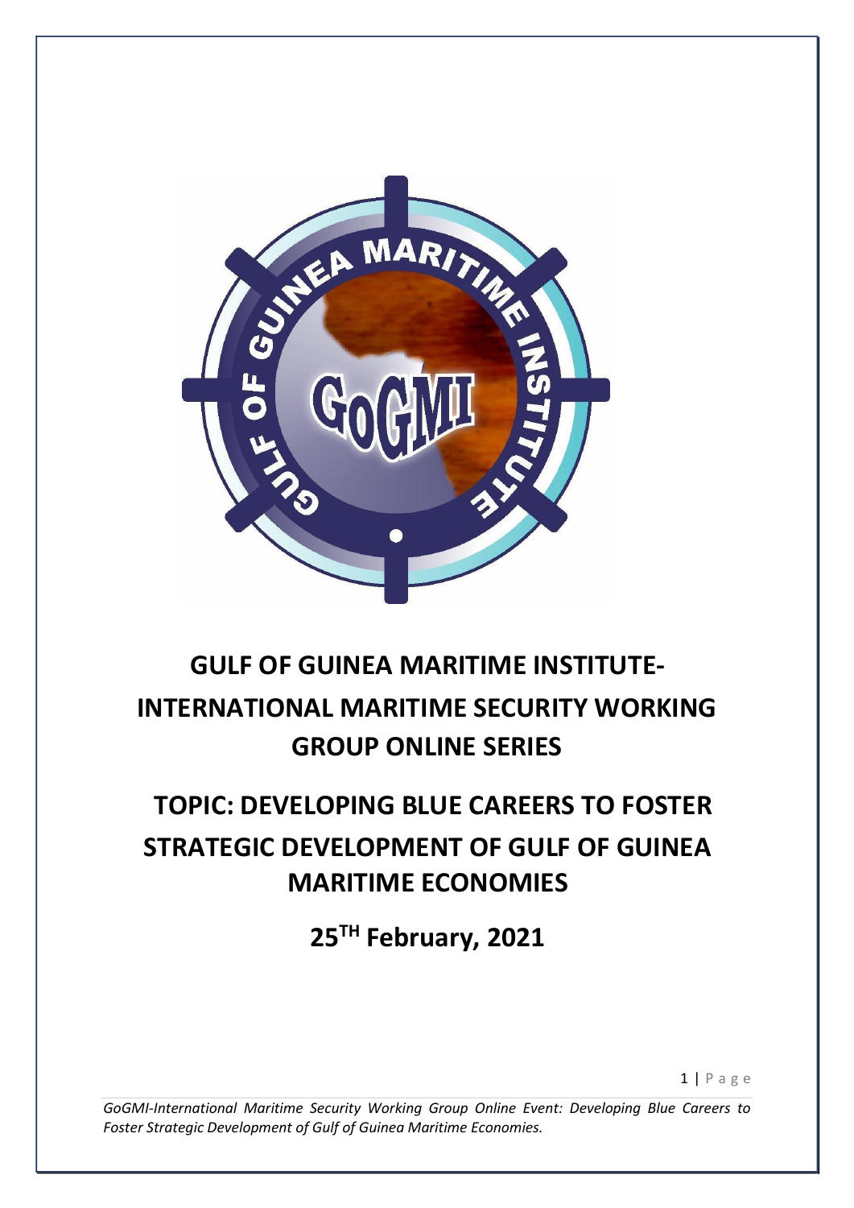# GULF OF GUINEA MARITIME INSTITUTE-INTERNATIONAL MARITIME SECURITY WORKING GROUP ONLINE SERIES

# TOPIC: DEVELOPING BLUE CAREERS TO FOSTER STRATEGIC DEVELOPMENT OF GULF OF GUINEA MARITIME ECONOMIES

## 25TH February, 2021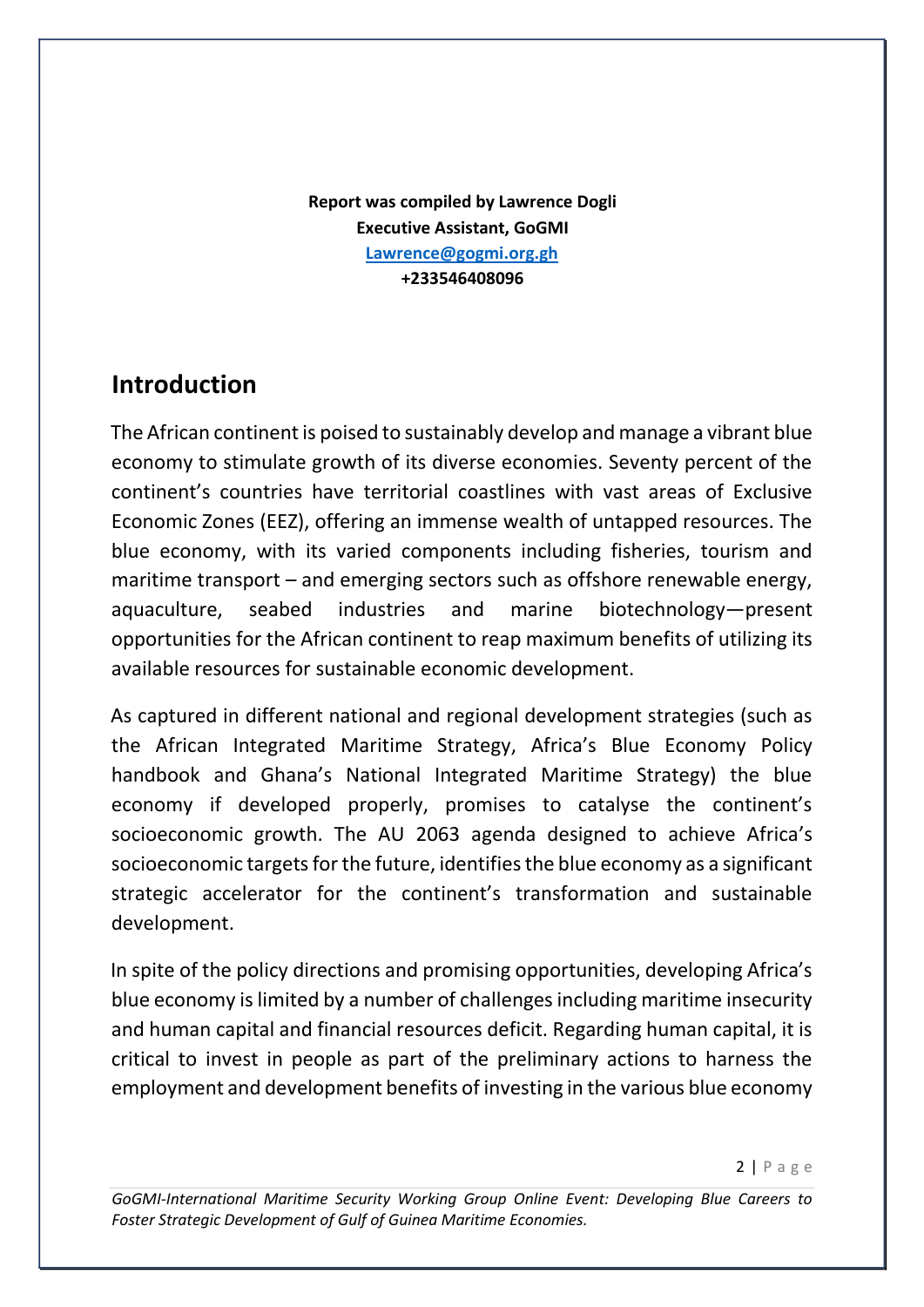**Report was compiled by Lawrence Dogli**
**Executive Assistant, GoGMI**
**[Lawrence@gogmi.org.gh](mailto:Lawrence@gogmi.org.gh)**
**+233546408096**

## Introduction

The African continent is poised to sustainably develop and manage a vibrant blue economy to stimulate growth of its diverse economies. Seventy percent of the continent's countries have territorial coastlines with vast areas of Exclusive Economic Zones (EEZ), offering an immense wealth of untapped resources. The blue economy, with its varied components including fisheries, tourism and maritime transport – and emerging sectors such as offshore renewable energy, aquaculture, seabed industries and marine biotechnology—present opportunities for the African continent to reap maximum benefits of utilizing its available resources for sustainable economic development.

As captured in different national and regional development strategies (such as the African Integrated Maritime Strategy, Africa's Blue Economy Policy handbook and Ghana's National Integrated Maritime Strategy) the blue economy if developed properly, promises to catalyse the continent's socioeconomic growth. The AU 2063 agenda designed to achieve Africa's socioeconomic targets for the future, identifies the blue economy as a significant strategic accelerator for the continent's transformation and sustainable development.

In spite of the policy directions and promising opportunities, developing Africa's blue economy is limited by a number of challenges including maritime insecurity and human capital and financial resources deficit. Regarding human capital, it is critical to invest in people as part of the preliminary actions to harness the employment and development benefits of investing in the various blue economy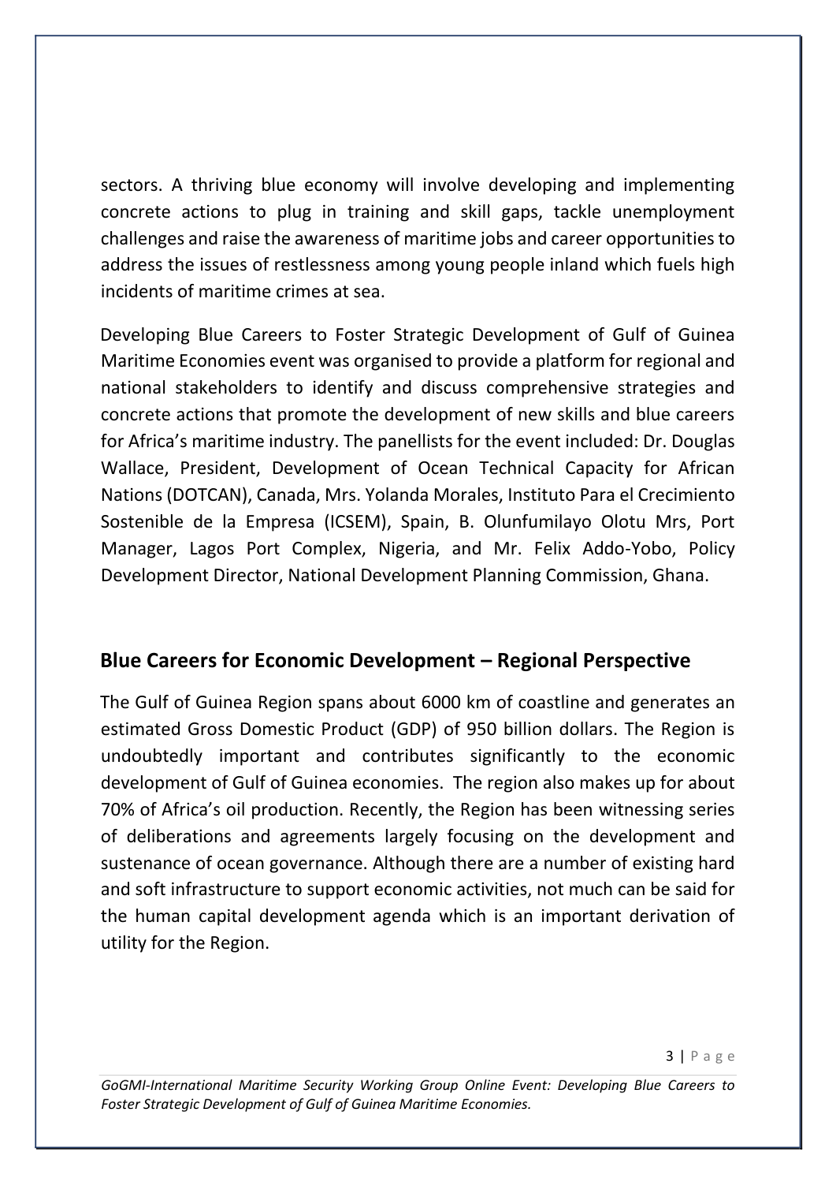sectors. A thriving blue economy will involve developing and implementing concrete actions to plug in training and skill gaps, tackle unemployment challenges and raise the awareness of maritime jobs and career opportunities to address the issues of restlessness among young people inland which fuels high incidents of maritime crimes at sea.

Developing Blue Careers to Foster Strategic Development of Gulf of Guinea Maritime Economies event was organised to provide a platform for regional and national stakeholders to identify and discuss comprehensive strategies and concrete actions that promote the development of new skills and blue careers for Africa's maritime industry. The panellists for the event included: Dr. Douglas Wallace, President, Development of Ocean Technical Capacity for African Nations (DOTCAN), Canada, Mrs. Yolanda Morales, Instituto Para el Crecimiento Sostenible de la Empresa (ICSEM), Spain, B. Olunfumilayo Olotu Mrs, Port Manager, Lagos Port Complex, Nigeria, and Mr. Felix Addo-Yobo, Policy Development Director, National Development Planning Commission, Ghana.

## Blue Careers for Economic Development – Regional Perspective

The Gulf of Guinea Region spans about 6000 km of coastline and generates an estimated Gross Domestic Product (GDP) of 950 billion dollars. The Region is undoubtedly important and contributes significantly to the economic development of Gulf of Guinea economies. The region also makes up for about 70% of Africa's oil production. Recently, the Region has been witnessing series of deliberations and agreements largely focusing on the development and sustenance of ocean governance. Although there are a number of existing hard and soft infrastructure to support economic activities, not much can be said for the human capital development agenda which is an important derivation of utility for the Region.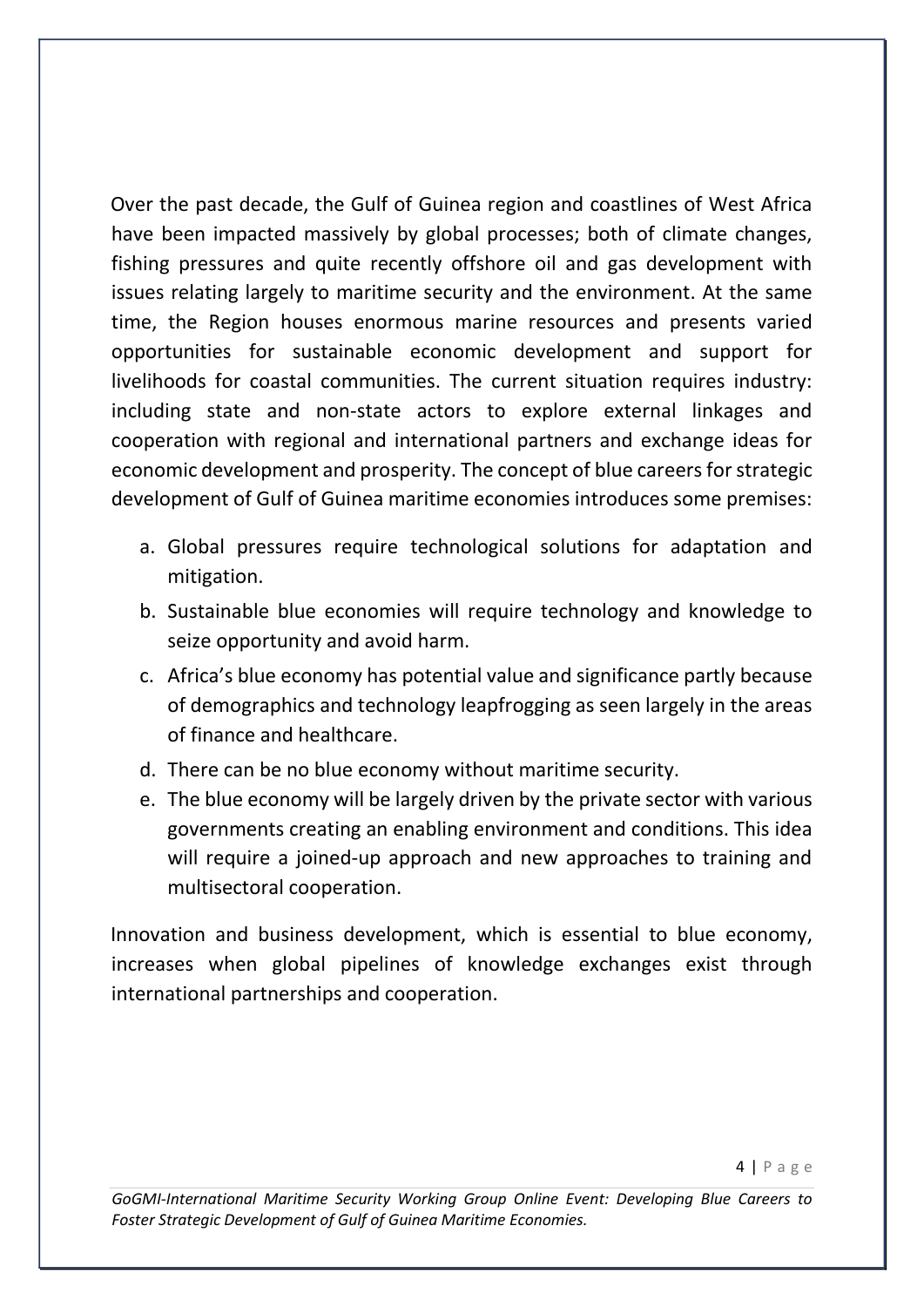Over the past decade, the Gulf of Guinea region and coastlines of West Africa have been impacted massively by global processes; both of climate changes, fishing pressures and quite recently offshore oil and gas development with issues relating largely to maritime security and the environment. At the same time, the Region houses enormous marine resources and presents varied opportunities for sustainable economic development and support for livelihoods for coastal communities. The current situation requires industry: including state and non-state actors to explore external linkages and cooperation with regional and international partners and exchange ideas for economic development and prosperity. The concept of blue careers for strategic development of Gulf of Guinea maritime economies introduces some premises:

a. Global pressures require technological solutions for adaptation and mitigation.
b. Sustainable blue economies will require technology and knowledge to seize opportunity and avoid harm.
c. Africa's blue economy has potential value and significance partly because of demographics and technology leapfrogging as seen largely in the areas of finance and healthcare.
d. There can be no blue economy without maritime security.
e. The blue economy will be largely driven by the private sector with various governments creating an enabling environment and conditions. This idea will require a joined-up approach and new approaches to training and multisectoral cooperation.

Innovation and business development, which is essential to blue economy, increases when global pipelines of knowledge exchanges exist through international partnerships and cooperation.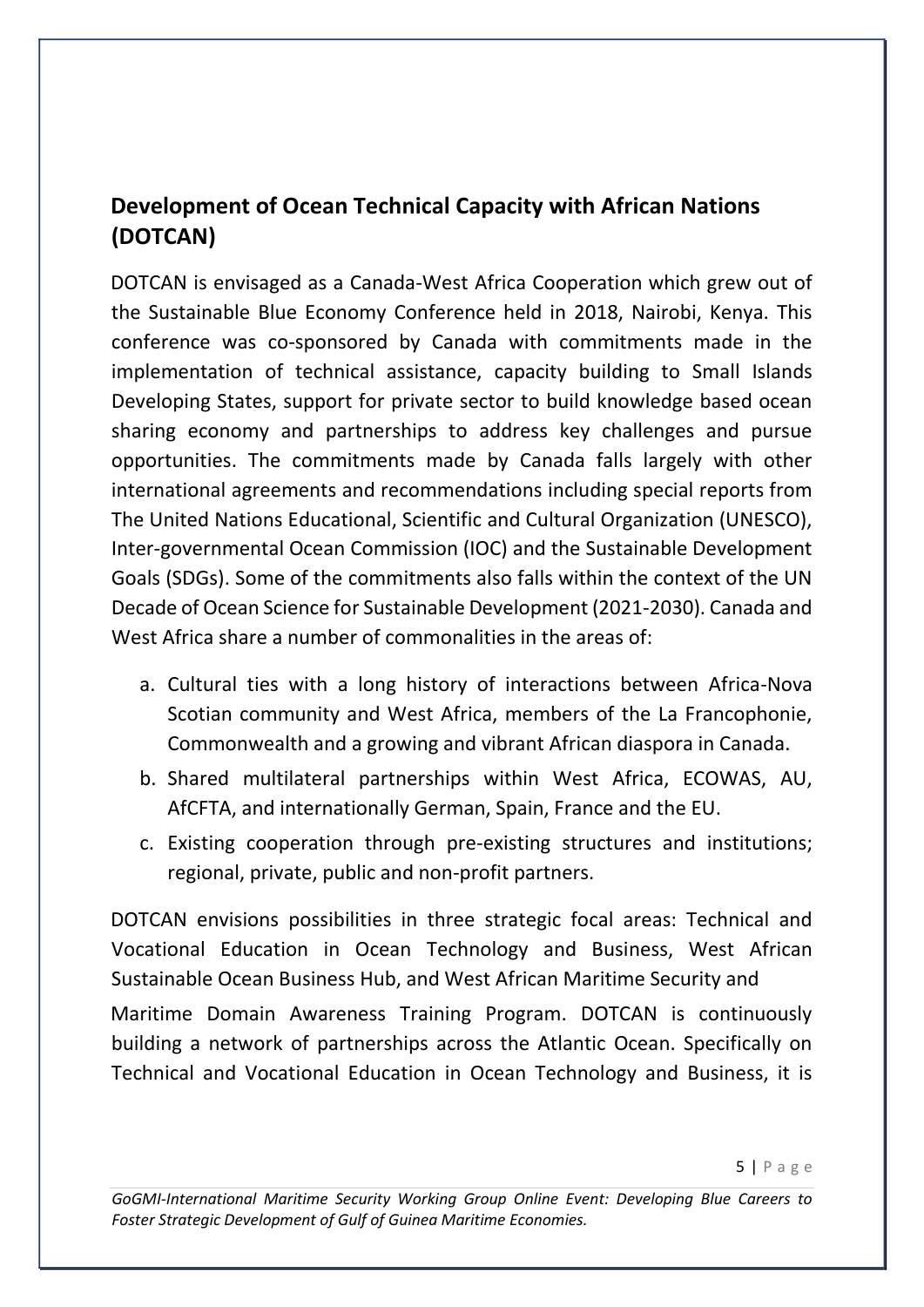## Development of Ocean Technical Capacity with African Nations (DOTCAN)

DOTCAN is envisaged as a Canada-West Africa Cooperation which grew out of the Sustainable Blue Economy Conference held in 2018, Nairobi, Kenya. This conference was co-sponsored by Canada with commitments made in the implementation of technical assistance, capacity building to Small Islands Developing States, support for private sector to build knowledge based ocean sharing economy and partnerships to address key challenges and pursue opportunities. The commitments made by Canada falls largely with other international agreements and recommendations including special reports from The United Nations Educational, Scientific and Cultural Organization (UNESCO), Inter-governmental Ocean Commission (IOC) and the Sustainable Development Goals (SDGs). Some of the commitments also falls within the context of the UN Decade of Ocean Science for Sustainable Development (2021-2030). Canada and West Africa share a number of commonalities in the areas of:

a. Cultural ties with a long history of interactions between Africa-Nova Scotian community and West Africa, members of the La Francophonie, Commonwealth and a growing and vibrant African diaspora in Canada.
b. Shared multilateral partnerships within West Africa, ECOWAS, AU, AfCFTA, and internationally German, Spain, France and the EU.
c. Existing cooperation through pre-existing structures and institutions; regional, private, public and non-profit partners.

DOTCAN envisions possibilities in three strategic focal areas: Technical and Vocational Education in Ocean Technology and Business, West African Sustainable Ocean Business Hub, and West African Maritime Security and Maritime Domain Awareness Training Program. DOTCAN is continuously building a network of partnerships across the Atlantic Ocean. Specifically on Technical and Vocational Education in Ocean Technology and Business, it is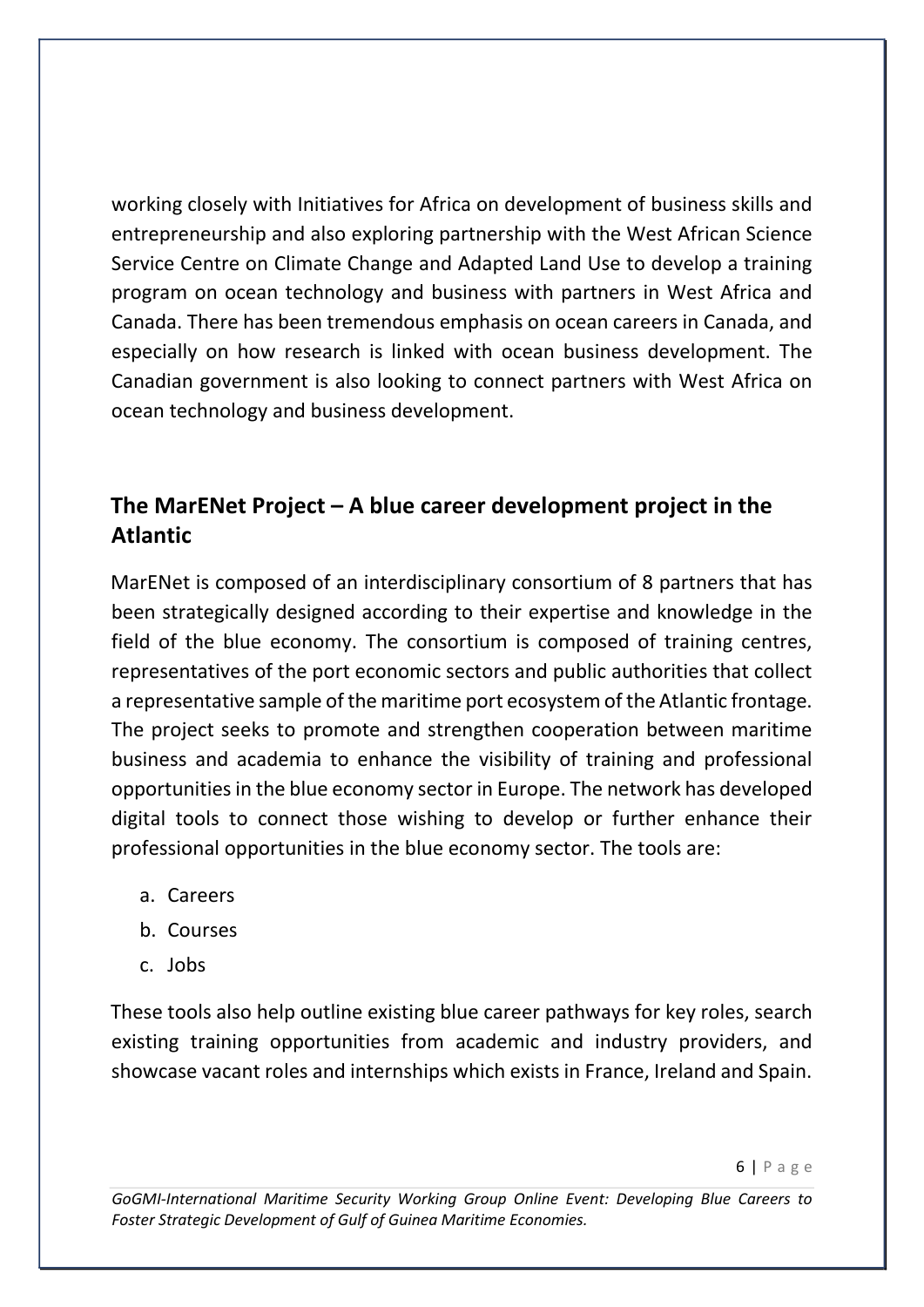working closely with Initiatives for Africa on development of business skills and entrepreneurship and also exploring partnership with the West African Science Service Centre on Climate Change and Adapted Land Use to develop a training program on ocean technology and business with partners in West Africa and Canada. There has been tremendous emphasis on ocean careers in Canada, and especially on how research is linked with ocean business development. The Canadian government is also looking to connect partners with West Africa on ocean technology and business development.

## The MarENet Project – A blue career development project in the Atlantic

MarENet is composed of an interdisciplinary consortium of 8 partners that has been strategically designed according to their expertise and knowledge in the field of the blue economy. The consortium is composed of training centres, representatives of the port economic sectors and public authorities that collect a representative sample of the maritime port ecosystem of the Atlantic frontage. The project seeks to promote and strengthen cooperation between maritime business and academia to enhance the visibility of training and professional opportunities in the blue economy sector in Europe. The network has developed digital tools to connect those wishing to develop or further enhance their professional opportunities in the blue economy sector. The tools are:

a. Careers
b. Courses
c. Jobs

These tools also help outline existing blue career pathways for key roles, search existing training opportunities from academic and industry providers, and showcase vacant roles and internships which exists in France, Ireland and Spain.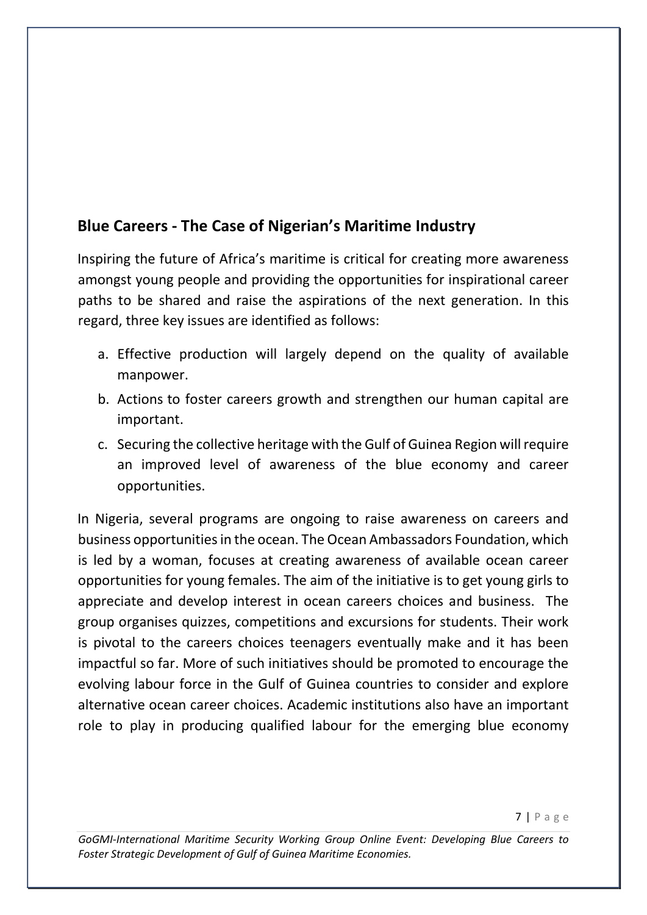## Blue Careers - The Case of Nigerian's Maritime Industry

Inspiring the future of Africa's maritime is critical for creating more awareness amongst young people and providing the opportunities for inspirational career paths to be shared and raise the aspirations of the next generation. In this regard, three key issues are identified as follows:

a. Effective production will largely depend on the quality of available manpower.
b. Actions to foster careers growth and strengthen our human capital are important.
c. Securing the collective heritage with the Gulf of Guinea Region will require an improved level of awareness of the blue economy and career opportunities.

In Nigeria, several programs are ongoing to raise awareness on careers and business opportunities in the ocean. The Ocean Ambassadors Foundation, which is led by a woman, focuses at creating awareness of available ocean career opportunities for young females. The aim of the initiative is to get young girls to appreciate and develop interest in ocean careers choices and business. The group organises quizzes, competitions and excursions for students. Their work is pivotal to the careers choices teenagers eventually make and it has been impactful so far. More of such initiatives should be promoted to encourage the evolving labour force in the Gulf of Guinea countries to consider and explore alternative ocean career choices. Academic institutions also have an important role to play in producing qualified labour for the emerging blue economy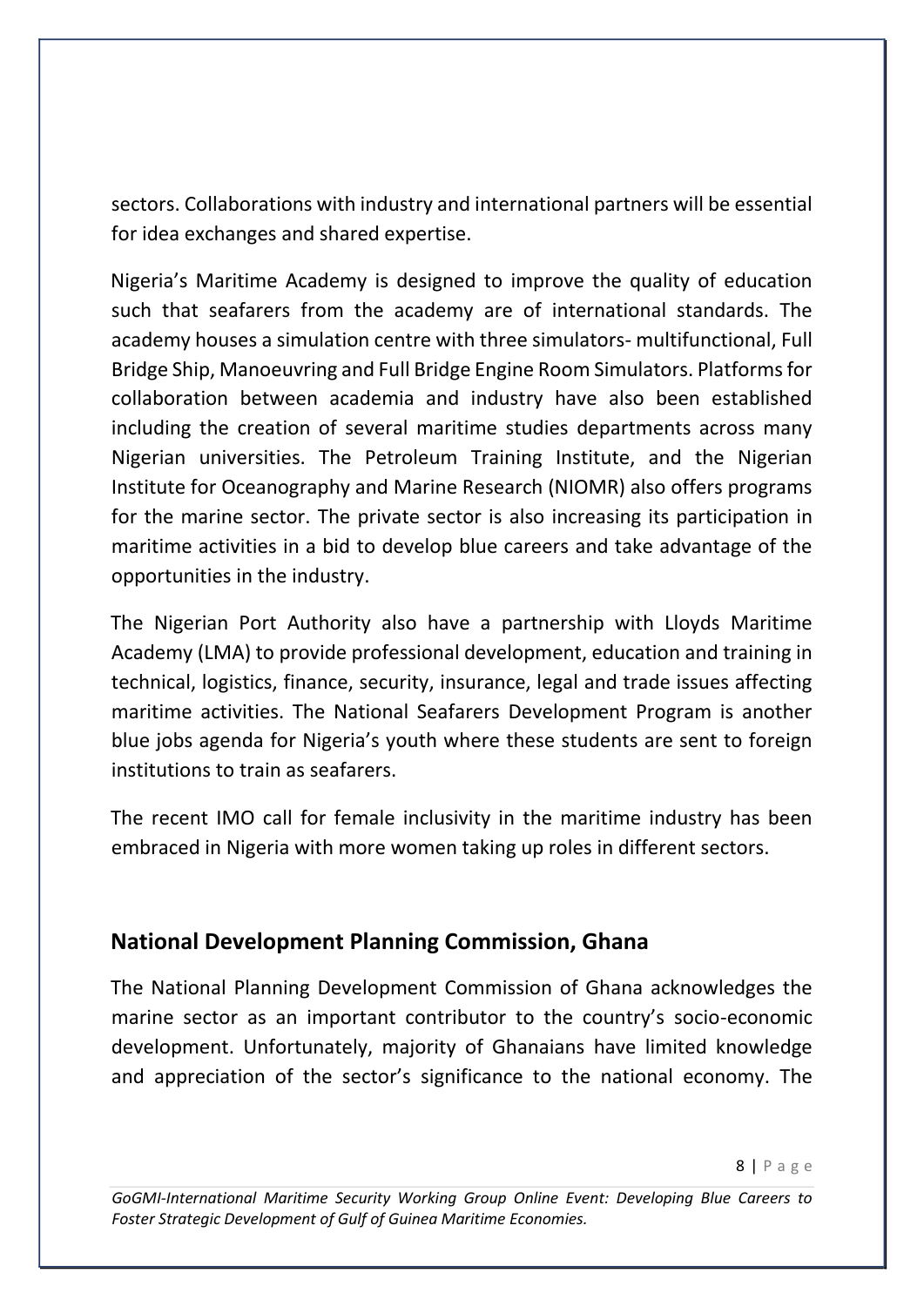sectors. Collaborations with industry and international partners will be essential for idea exchanges and shared expertise.

Nigeria's Maritime Academy is designed to improve the quality of education such that seafarers from the academy are of international standards. The academy houses a simulation centre with three simulators- multifunctional, Full Bridge Ship, Manoeuvring and Full Bridge Engine Room Simulators. Platforms for collaboration between academia and industry have also been established including the creation of several maritime studies departments across many Nigerian universities. The Petroleum Training Institute, and the Nigerian Institute for Oceanography and Marine Research (NIOMR) also offers programs for the marine sector. The private sector is also increasing its participation in maritime activities in a bid to develop blue careers and take advantage of the opportunities in the industry.

The Nigerian Port Authority also have a partnership with Lloyds Maritime Academy (LMA) to provide professional development, education and training in technical, logistics, finance, security, insurance, legal and trade issues affecting maritime activities. The National Seafarers Development Program is another blue jobs agenda for Nigeria's youth where these students are sent to foreign institutions to train as seafarers.

The recent IMO call for female inclusivity in the maritime industry has been embraced in Nigeria with more women taking up roles in different sectors.

## National Development Planning Commission, Ghana

The National Planning Development Commission of Ghana acknowledges the marine sector as an important contributor to the country's socio-economic development. Unfortunately, majority of Ghanaians have limited knowledge and appreciation of the sector's significance to the national economy. The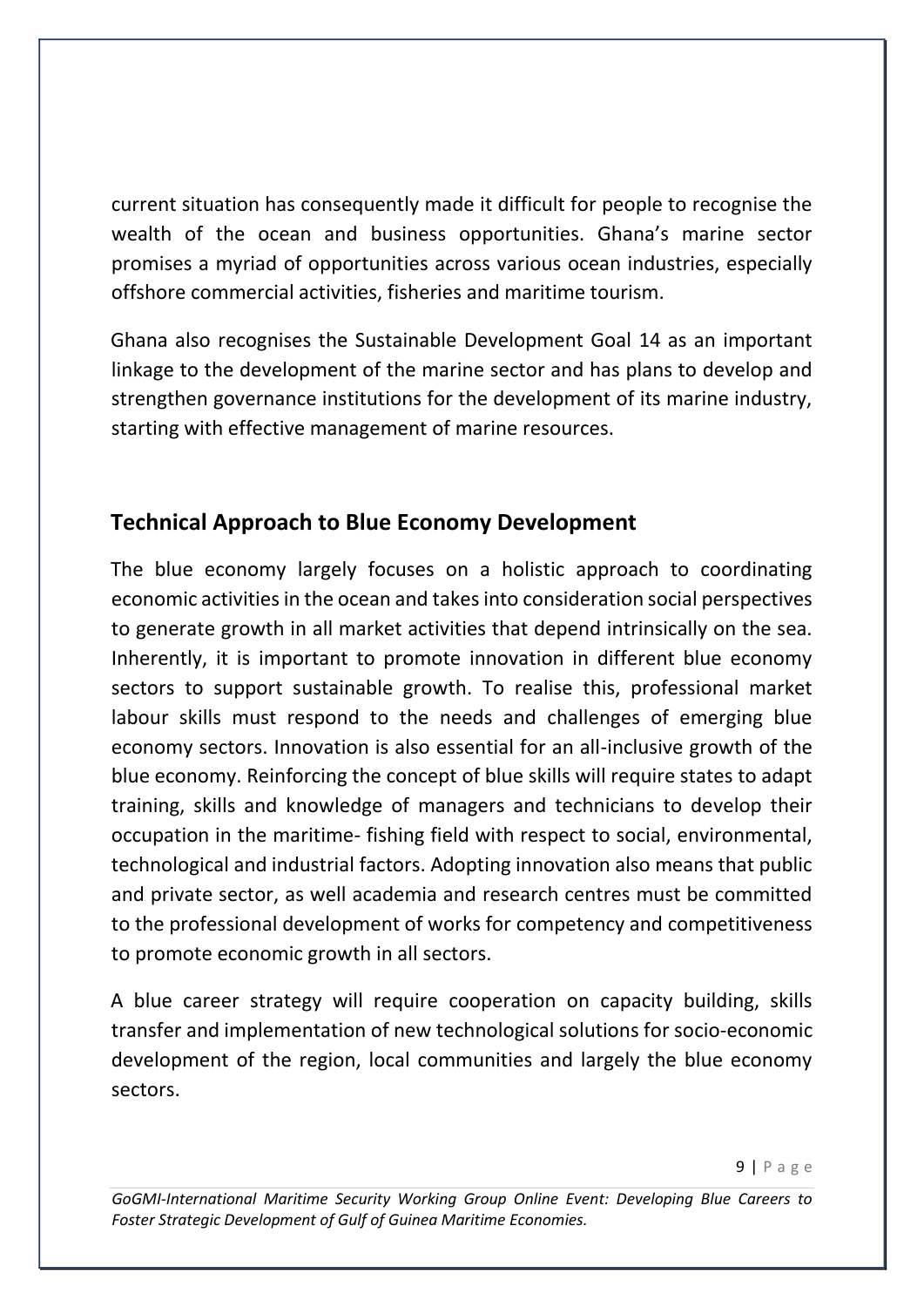current situation has consequently made it difficult for people to recognise the wealth of the ocean and business opportunities. Ghana's marine sector promises a myriad of opportunities across various ocean industries, especially offshore commercial activities, fisheries and maritime tourism.

Ghana also recognises the Sustainable Development Goal 14 as an important linkage to the development of the marine sector and has plans to develop and strengthen governance institutions for the development of its marine industry, starting with effective management of marine resources.

## Technical Approach to Blue Economy Development

The blue economy largely focuses on a holistic approach to coordinating economic activities in the ocean and takes into consideration social perspectives to generate growth in all market activities that depend intrinsically on the sea. Inherently, it is important to promote innovation in different blue economy sectors to support sustainable growth. To realise this, professional market labour skills must respond to the needs and challenges of emerging blue economy sectors. Innovation is also essential for an all-inclusive growth of the blue economy. Reinforcing the concept of blue skills will require states to adapt training, skills and knowledge of managers and technicians to develop their occupation in the maritime- fishing field with respect to social, environmental, technological and industrial factors. Adopting innovation also means that public and private sector, as well academia and research centres must be committed to the professional development of works for competency and competitiveness to promote economic growth in all sectors.

A blue career strategy will require cooperation on capacity building, skills transfer and implementation of new technological solutions for socio-economic development of the region, local communities and largely the blue economy sectors.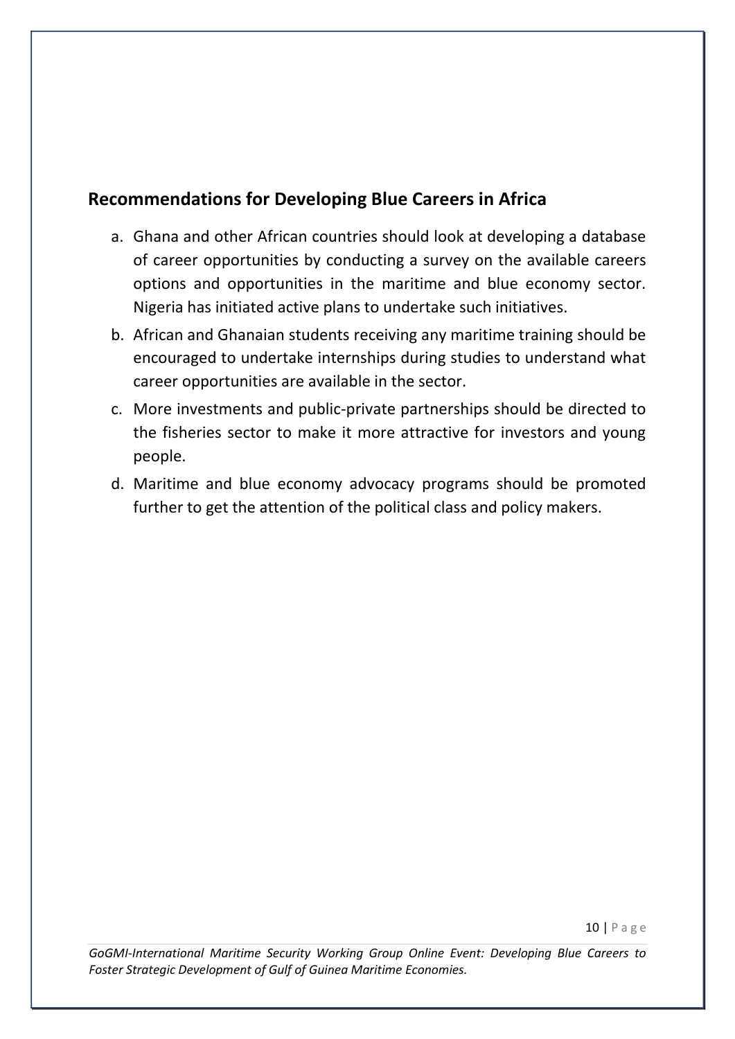## Recommendations for Developing Blue Careers in Africa

a. Ghana and other African countries should look at developing a database of career opportunities by conducting a survey on the available careers options and opportunities in the maritime and blue economy sector. Nigeria has initiated active plans to undertake such initiatives.

b. African and Ghanaian students receiving any maritime training should be encouraged to undertake internships during studies to understand what career opportunities are available in the sector.

c. More investments and public-private partnerships should be directed to the fisheries sector to make it more attractive for investors and young people.

d. Maritime and blue economy advocacy programs should be promoted further to get the attention of the political class and policy makers.